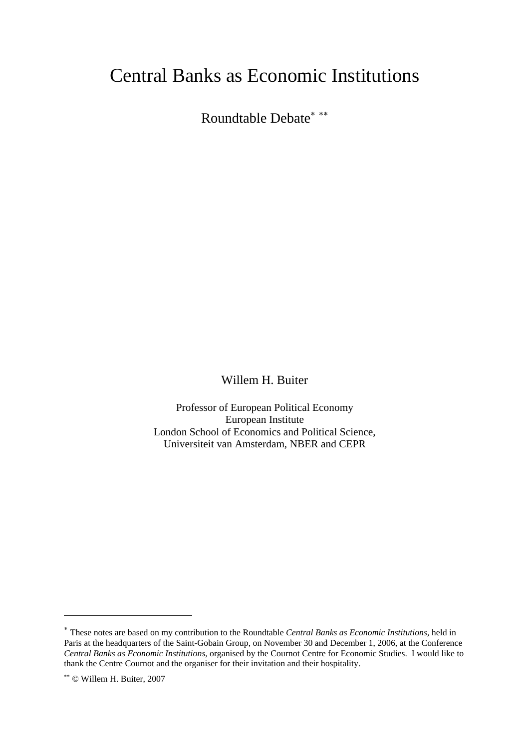# Central Banks as Economic Institutions

Roundtable Debate[*] [**]

Willem H. Buiter

Professor of European Political Economy
European Institute
London School of Economics and Political Science,
Universiteit van Amsterdam, NBER and CEPR

---

[*] These notes are based on my contribution to the Roundtable *Central Banks as Economic Institutions*, held in Paris at the headquarters of the Saint-Gobain Group, on November 30 and December 1, 2006, at the Conference *Central Banks as Economic Institutions*, organised by the Cournot Centre for Economic Studies. I would like to thank the Centre Cournot and the organiser for their invitation and their hospitality.

[**] © Willem H. Buiter, 2007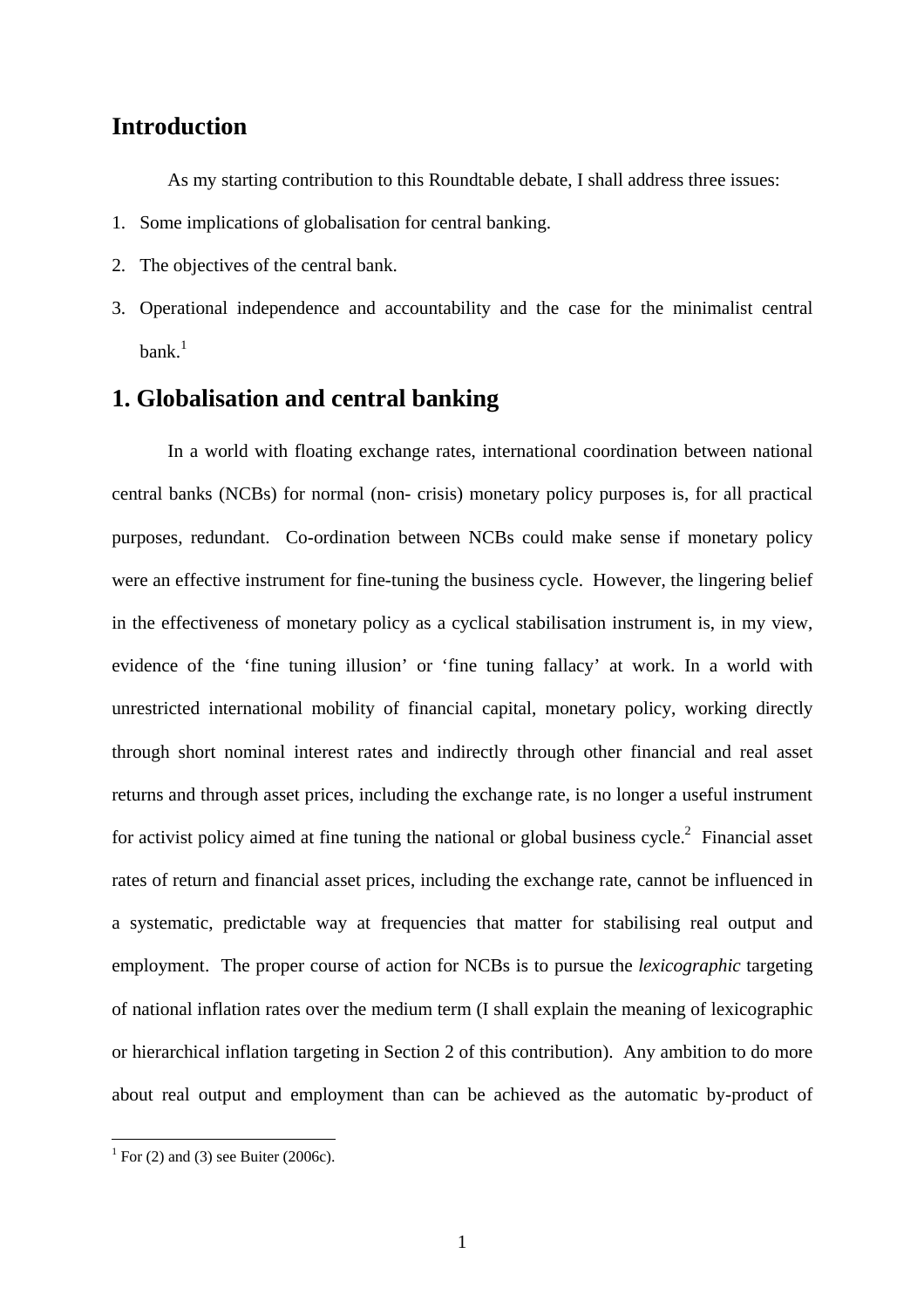## Introduction

As my starting contribution to this Roundtable debate, I shall address three issues:

1. Some implications of globalisation for central banking.
2. The objectives of the central bank.
3. Operational independence and accountability and the case for the minimalist central bank.[1]

## 1. Globalisation and central banking

In a world with floating exchange rates, international coordination between national central banks (NCBs) for normal (non- crisis) monetary policy purposes is, for all practical purposes, redundant. Co-ordination between NCBs could make sense if monetary policy were an effective instrument for fine-tuning the business cycle. However, the lingering belief in the effectiveness of monetary policy as a cyclical stabilisation instrument is, in my view, evidence of the 'fine tuning illusion' or 'fine tuning fallacy' at work. In a world with unrestricted international mobility of financial capital, monetary policy, working directly through short nominal interest rates and indirectly through other financial and real asset returns and through asset prices, including the exchange rate, is no longer a useful instrument for activist policy aimed at fine tuning the national or global business cycle.[2] Financial asset rates of return and financial asset prices, including the exchange rate, cannot be influenced in a systematic, predictable way at frequencies that matter for stabilising real output and employment. The proper course of action for NCBs is to pursue the *lexicographic* targeting of national inflation rates over the medium term (I shall explain the meaning of lexicographic or hierarchical inflation targeting in Section 2 of this contribution). Any ambition to do more about real output and employment than can be achieved as the automatic by-product of

[1] For (2) and (3) see Buiter (2006c).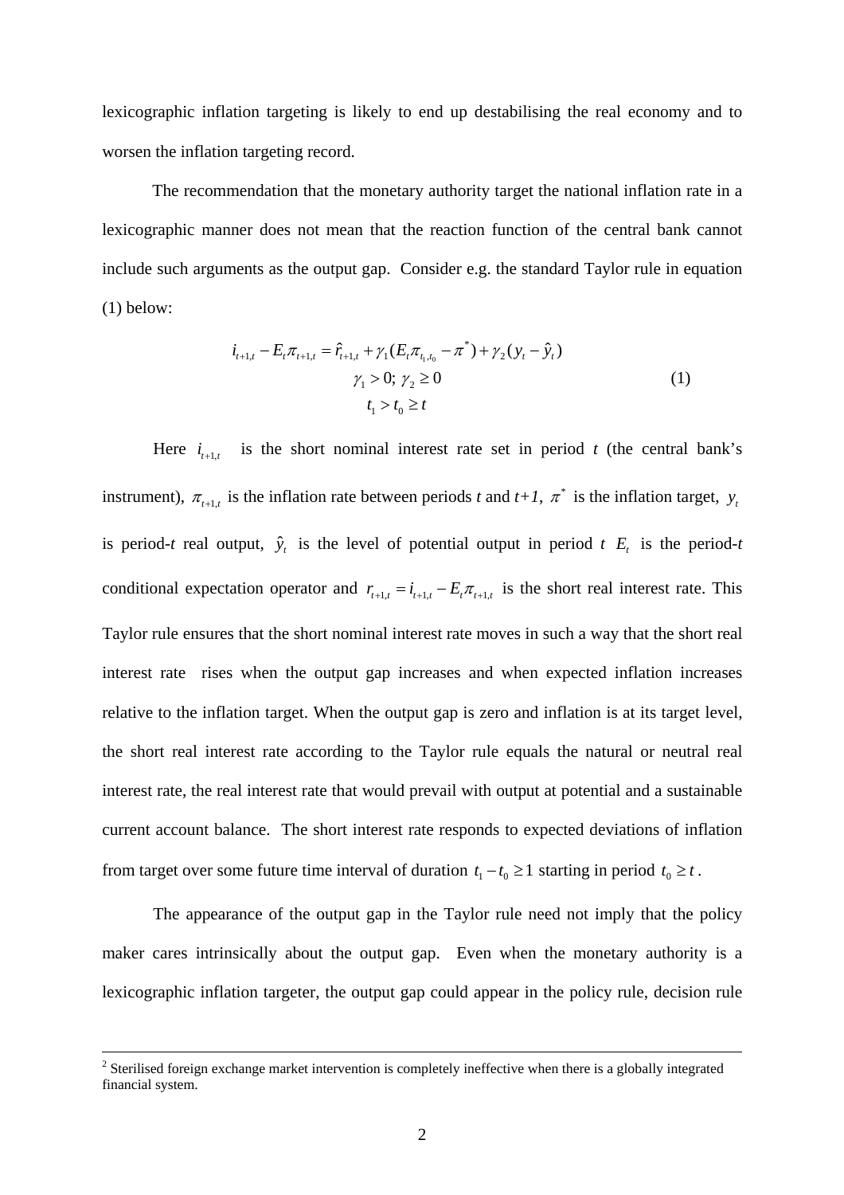lexicographic inflation targeting is likely to end up destabilising the real economy and to worsen the inflation targeting record.

The recommendation that the monetary authority target the national inflation rate in a lexicographic manner does not mean that the reaction function of the central bank cannot include such arguments as the output gap. Consider e.g. the standard Taylor rule in equation (1) below:

$$
\begin{gathered}
i_{t+1,t} - E_t \pi_{t+1,t} = \hat{r}_{t+1,t} + \gamma_1 (E_t \pi_{t_1,t_0} - \pi^*) + \gamma_2 (y_t - \hat{y}_t) \\
\gamma_1 > 0;\ \gamma_2 \geq 0 \\
t_1 > t_0 \geq t
\end{gathered}
\tag{1}
$$

Here $i_{t+1,t}$ is the short nominal interest rate set in period $t$ (the central bank's instrument), $\pi_{t+1,t}$ is the inflation rate between periods $t$ and $t+1$, $\pi^*$ is the inflation target, $y_t$ is period-$t$ real output, $\hat{y}_t$ is the level of potential output in period $t$ $E_t$ is the period-$t$ conditional expectation operator and $r_{t+1,t} = i_{t+1,t} - E_t \pi_{t+1,t}$ is the short real interest rate. This Taylor rule ensures that the short nominal interest rate moves in such a way that the short real interest rate rises when the output gap increases and when expected inflation increases relative to the inflation target. When the output gap is zero and inflation is at its target level, the short real interest rate according to the Taylor rule equals the natural or neutral real interest rate, the real interest rate that would prevail with output at potential and a sustainable current account balance. The short interest rate responds to expected deviations of inflation from target over some future time interval of duration $t_1 - t_0 \geq 1$ starting in period $t_0 \geq t$.

The appearance of the output gap in the Taylor rule need not imply that the policy maker cares intrinsically about the output gap. Even when the monetary authority is a lexicographic inflation targeter, the output gap could appear in the policy rule, decision rule

[2] Sterilised foreign exchange market intervention is completely ineffective when there is a globally integrated financial system.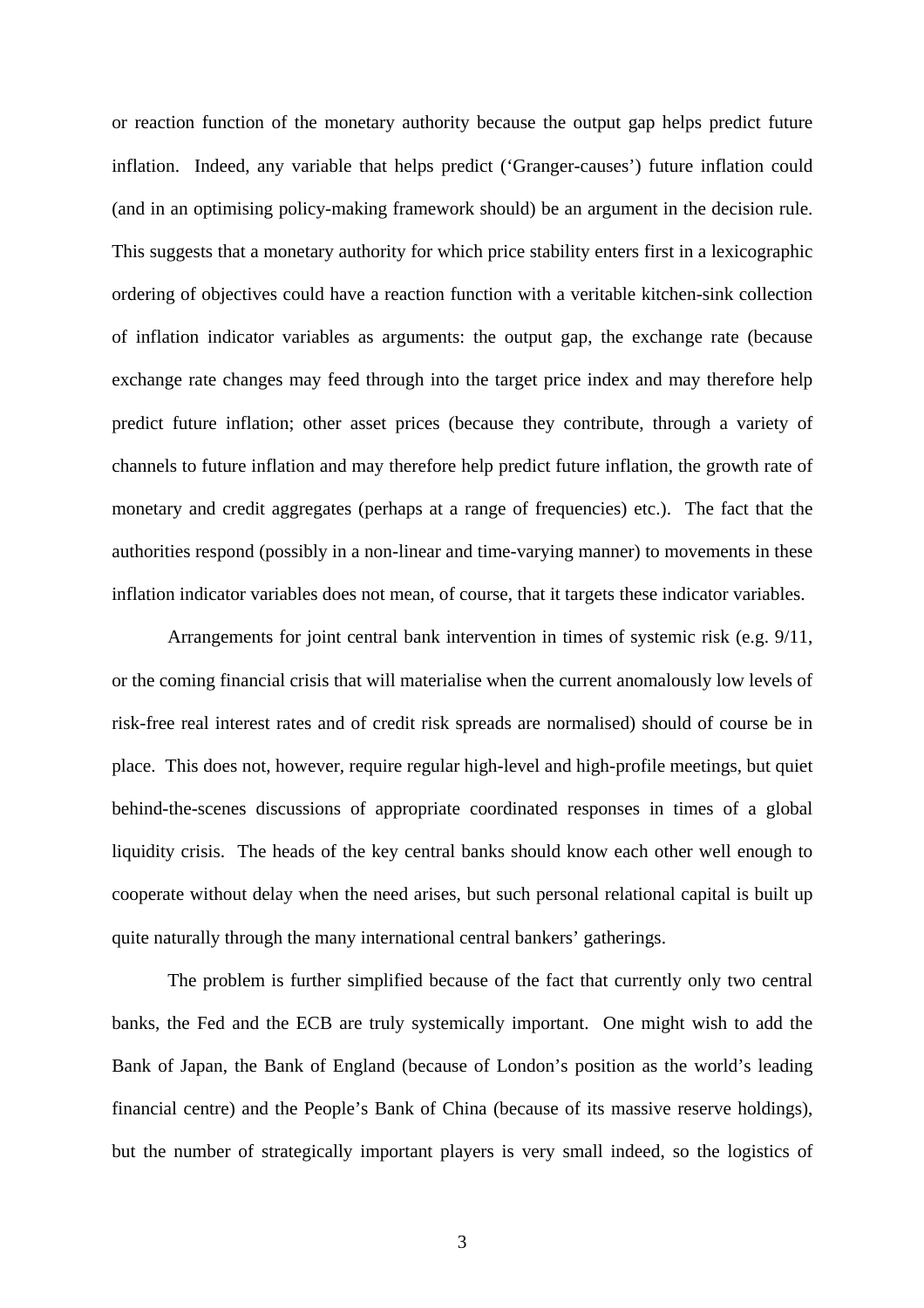or reaction function of the monetary authority because the output gap helps predict future inflation. Indeed, any variable that helps predict ('Granger-causes') future inflation could (and in an optimising policy-making framework should) be an argument in the decision rule. This suggests that a monetary authority for which price stability enters first in a lexicographic ordering of objectives could have a reaction function with a veritable kitchen-sink collection of inflation indicator variables as arguments: the output gap, the exchange rate (because exchange rate changes may feed through into the target price index and may therefore help predict future inflation; other asset prices (because they contribute, through a variety of channels to future inflation and may therefore help predict future inflation, the growth rate of monetary and credit aggregates (perhaps at a range of frequencies) etc.). The fact that the authorities respond (possibly in a non-linear and time-varying manner) to movements in these inflation indicator variables does not mean, of course, that it targets these indicator variables.

Arrangements for joint central bank intervention in times of systemic risk (e.g. 9/11, or the coming financial crisis that will materialise when the current anomalously low levels of risk-free real interest rates and of credit risk spreads are normalised) should of course be in place. This does not, however, require regular high-level and high-profile meetings, but quiet behind-the-scenes discussions of appropriate coordinated responses in times of a global liquidity crisis. The heads of the key central banks should know each other well enough to cooperate without delay when the need arises, but such personal relational capital is built up quite naturally through the many international central bankers' gatherings.

The problem is further simplified because of the fact that currently only two central banks, the Fed and the ECB are truly systemically important. One might wish to add the Bank of Japan, the Bank of England (because of London's position as the world's leading financial centre) and the People's Bank of China (because of its massive reserve holdings), but the number of strategically important players is very small indeed, so the logistics of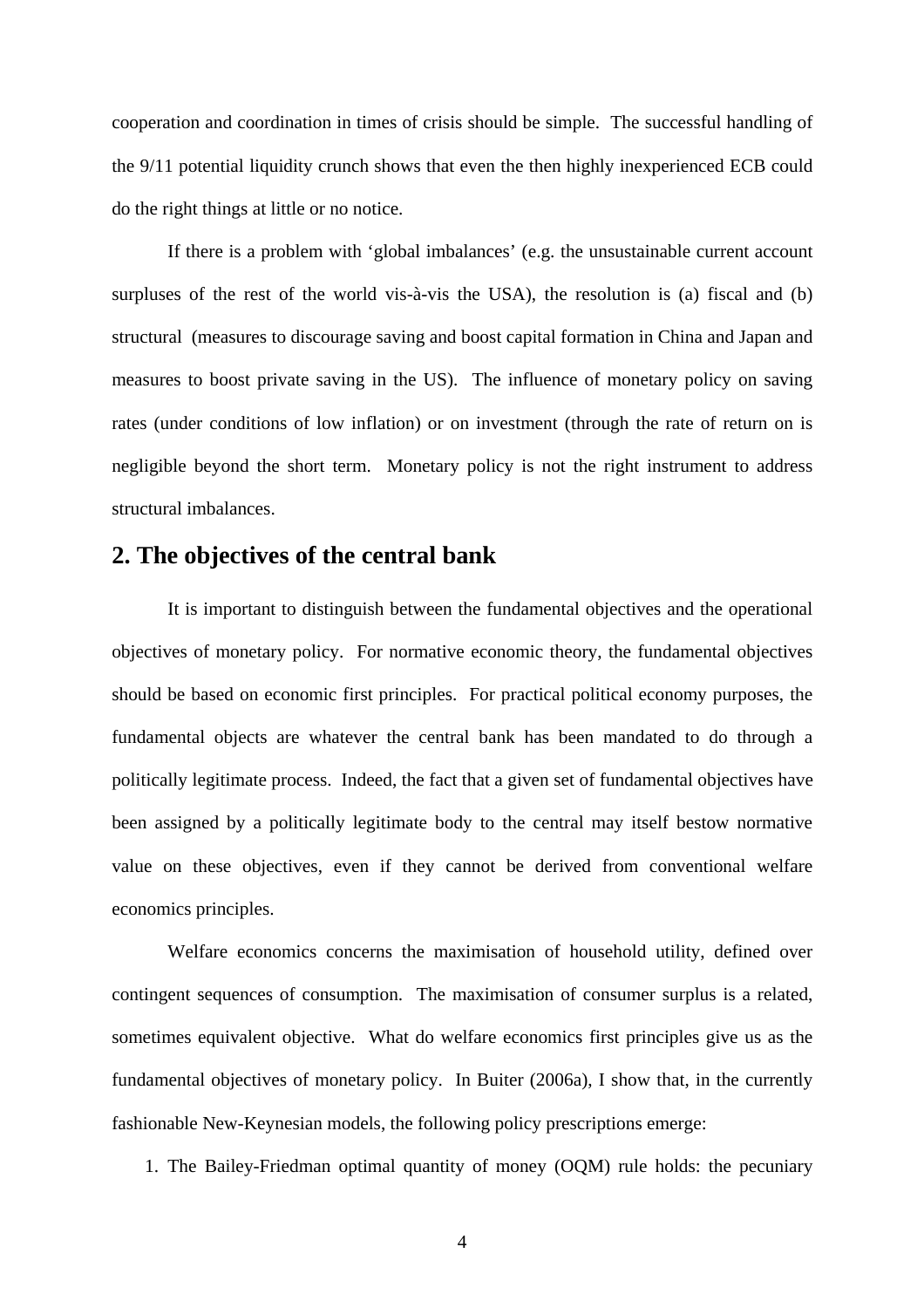cooperation and coordination in times of crisis should be simple. The successful handling of the 9/11 potential liquidity crunch shows that even the then highly inexperienced ECB could do the right things at little or no notice.

If there is a problem with 'global imbalances' (e.g. the unsustainable current account surpluses of the rest of the world vis-à-vis the USA), the resolution is (a) fiscal and (b) structural (measures to discourage saving and boost capital formation in China and Japan and measures to boost private saving in the US). The influence of monetary policy on saving rates (under conditions of low inflation) or on investment (through the rate of return on is negligible beyond the short term. Monetary policy is not the right instrument to address structural imbalances.

## 2. The objectives of the central bank

It is important to distinguish between the fundamental objectives and the operational objectives of monetary policy. For normative economic theory, the fundamental objectives should be based on economic first principles. For practical political economy purposes, the fundamental objects are whatever the central bank has been mandated to do through a politically legitimate process. Indeed, the fact that a given set of fundamental objectives have been assigned by a politically legitimate body to the central may itself bestow normative value on these objectives, even if they cannot be derived from conventional welfare economics principles.

Welfare economics concerns the maximisation of household utility, defined over contingent sequences of consumption. The maximisation of consumer surplus is a related, sometimes equivalent objective. What do welfare economics first principles give us as the fundamental objectives of monetary policy. In Buiter (2006a), I show that, in the currently fashionable New-Keynesian models, the following policy prescriptions emerge:

1. The Bailey-Friedman optimal quantity of money (OQM) rule holds: the pecuniary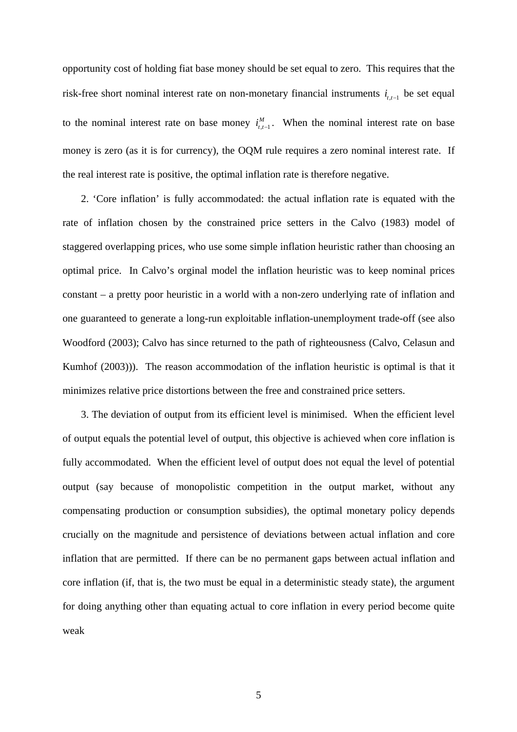opportunity cost of holding fiat base money should be set equal to zero. This requires that the risk-free short nominal interest rate on non-monetary financial instruments $i_{t,t-1}$ be set equal to the nominal interest rate on base money $i^M_{t,t-1}$. When the nominal interest rate on base money is zero (as it is for currency), the OQM rule requires a zero nominal interest rate. If the real interest rate is positive, the optimal inflation rate is therefore negative.

2. 'Core inflation' is fully accommodated: the actual inflation rate is equated with the rate of inflation chosen by the constrained price setters in the Calvo (1983) model of staggered overlapping prices, who use some simple inflation heuristic rather than choosing an optimal price. In Calvo's orginal model the inflation heuristic was to keep nominal prices constant – a pretty poor heuristic in a world with a non-zero underlying rate of inflation and one guaranteed to generate a long-run exploitable inflation-unemployment trade-off (see also Woodford (2003); Calvo has since returned to the path of righteousness (Calvo, Celasun and Kumhof (2003))). The reason accommodation of the inflation heuristic is optimal is that it minimizes relative price distortions between the free and constrained price setters.

3. The deviation of output from its efficient level is minimised. When the efficient level of output equals the potential level of output, this objective is achieved when core inflation is fully accommodated. When the efficient level of output does not equal the level of potential output (say because of monopolistic competition in the output market, without any compensating production or consumption subsidies), the optimal monetary policy depends crucially on the magnitude and persistence of deviations between actual inflation and core inflation that are permitted. If there can be no permanent gaps between actual inflation and core inflation (if, that is, the two must be equal in a deterministic steady state), the argument for doing anything other than equating actual to core inflation in every period become quite weak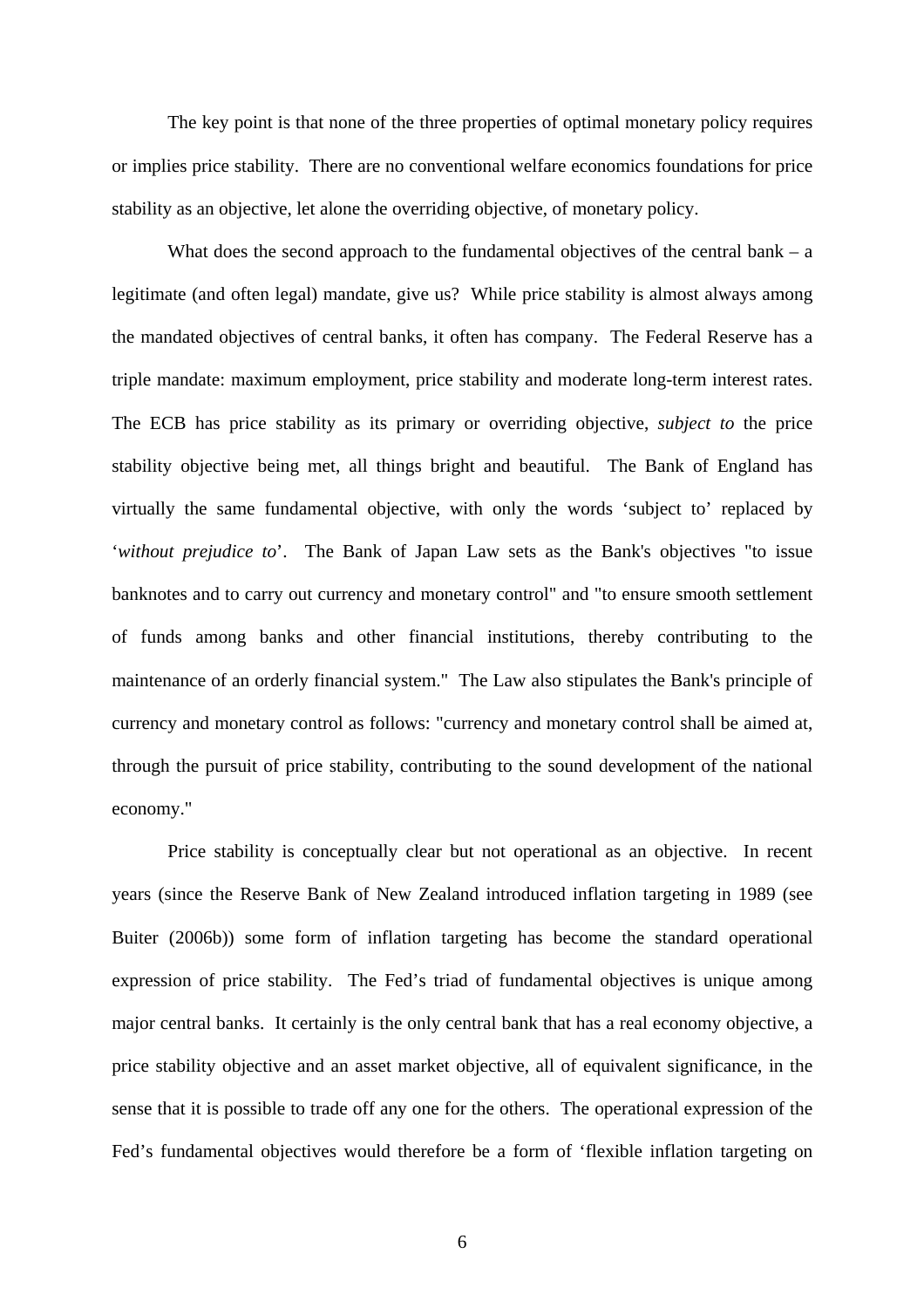The key point is that none of the three properties of optimal monetary policy requires or implies price stability. There are no conventional welfare economics foundations for price stability as an objective, let alone the overriding objective, of monetary policy.

What does the second approach to the fundamental objectives of the central bank – a legitimate (and often legal) mandate, give us? While price stability is almost always among the mandated objectives of central banks, it often has company. The Federal Reserve has a triple mandate: maximum employment, price stability and moderate long-term interest rates. The ECB has price stability as its primary or overriding objective, *subject to* the price stability objective being met, all things bright and beautiful. The Bank of England has virtually the same fundamental objective, with only the words 'subject to' replaced by '*without prejudice to*'. The Bank of Japan Law sets as the Bank's objectives "to issue banknotes and to carry out currency and monetary control" and "to ensure smooth settlement of funds among banks and other financial institutions, thereby contributing to the maintenance of an orderly financial system." The Law also stipulates the Bank's principle of currency and monetary control as follows: "currency and monetary control shall be aimed at, through the pursuit of price stability, contributing to the sound development of the national economy."

Price stability is conceptually clear but not operational as an objective. In recent years (since the Reserve Bank of New Zealand introduced inflation targeting in 1989 (see Buiter (2006b)) some form of inflation targeting has become the standard operational expression of price stability. The Fed's triad of fundamental objectives is unique among major central banks. It certainly is the only central bank that has a real economy objective, a price stability objective and an asset market objective, all of equivalent significance, in the sense that it is possible to trade off any one for the others. The operational expression of the Fed's fundamental objectives would therefore be a form of 'flexible inflation targeting on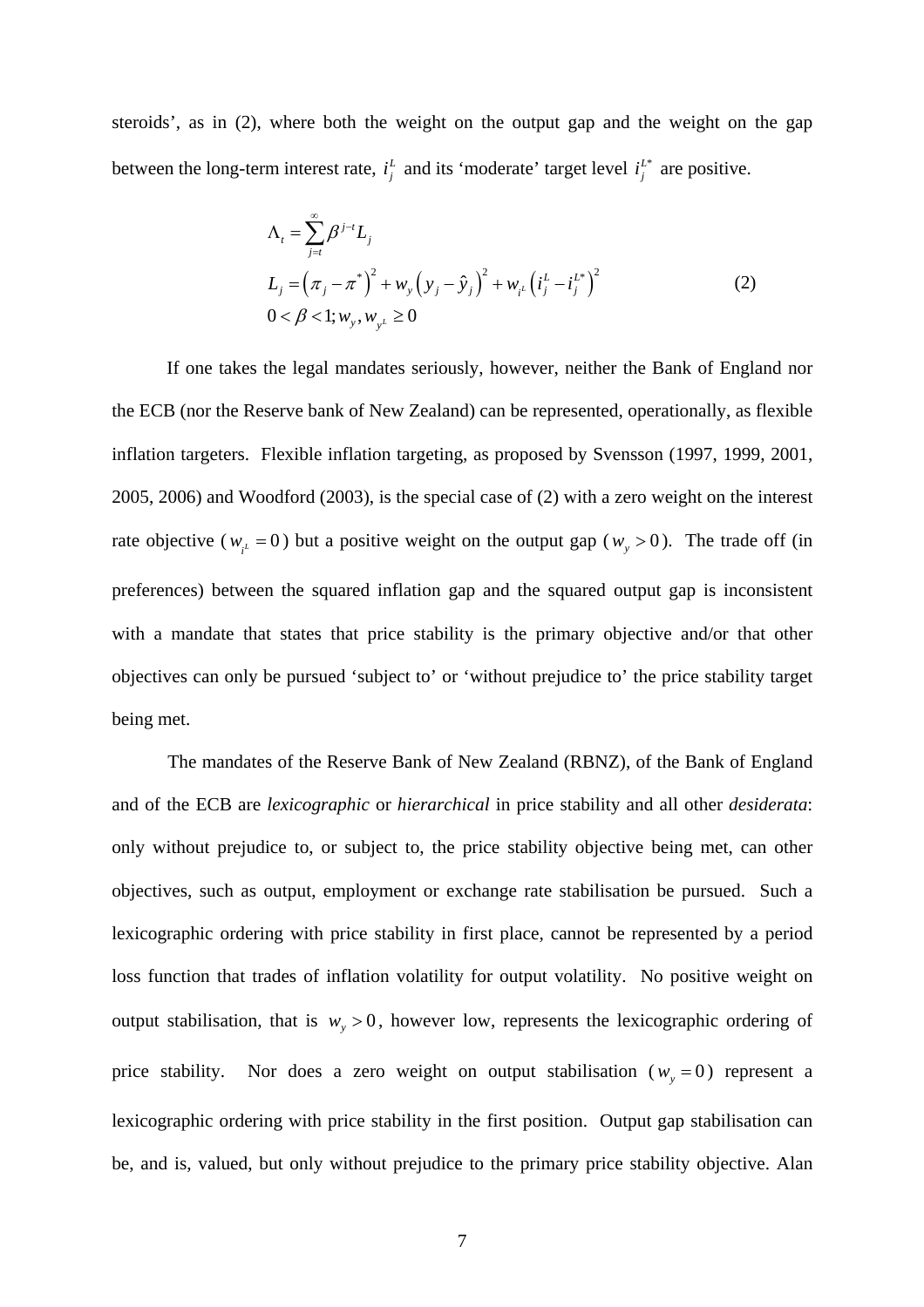steroids', as in (2), where both the weight on the output gap and the weight on the gap between the long-term interest rate, $i_j^L$ and its 'moderate' target level $i_j^{L*}$ are positive.

$$
\begin{aligned}
&\Lambda_t = \sum_{j=t}^{\infty} \beta^{j-t} L_j \\
&L_j = \left(\pi_j - \pi^*\right)^2 + w_y\left(y_j - \hat{y}_j\right)^2 + w_{i^L}\left(i_j^L - i_j^{L*}\right)^2 \\
&0 < \beta < 1; w_y, w_{y^L} \geq 0
\end{aligned}
\tag{2}
$$

If one takes the legal mandates seriously, however, neither the Bank of England nor the ECB (nor the Reserve bank of New Zealand) can be represented, operationally, as flexible inflation targeters. Flexible inflation targeting, as proposed by Svensson (1997, 1999, 2001, 2005, 2006) and Woodford (2003), is the special case of (2) with a zero weight on the interest rate objective ($w_{i^L} = 0$) but a positive weight on the output gap ($w_y > 0$). The trade off (in preferences) between the squared inflation gap and the squared output gap is inconsistent with a mandate that states that price stability is the primary objective and/or that other objectives can only be pursued 'subject to' or 'without prejudice to' the price stability target being met.

The mandates of the Reserve Bank of New Zealand (RBNZ), of the Bank of England and of the ECB are *lexicographic* or *hierarchical* in price stability and all other *desiderata*: only without prejudice to, or subject to, the price stability objective being met, can other objectives, such as output, employment or exchange rate stabilisation be pursued. Such a lexicographic ordering with price stability in first place, cannot be represented by a period loss function that trades of inflation volatility for output volatility. No positive weight on output stabilisation, that is $w_y > 0$, however low, represents the lexicographic ordering of price stability. Nor does a zero weight on output stabilisation ($w_y = 0$) represent a lexicographic ordering with price stability in the first position. Output gap stabilisation can be, and is, valued, but only without prejudice to the primary price stability objective. Alan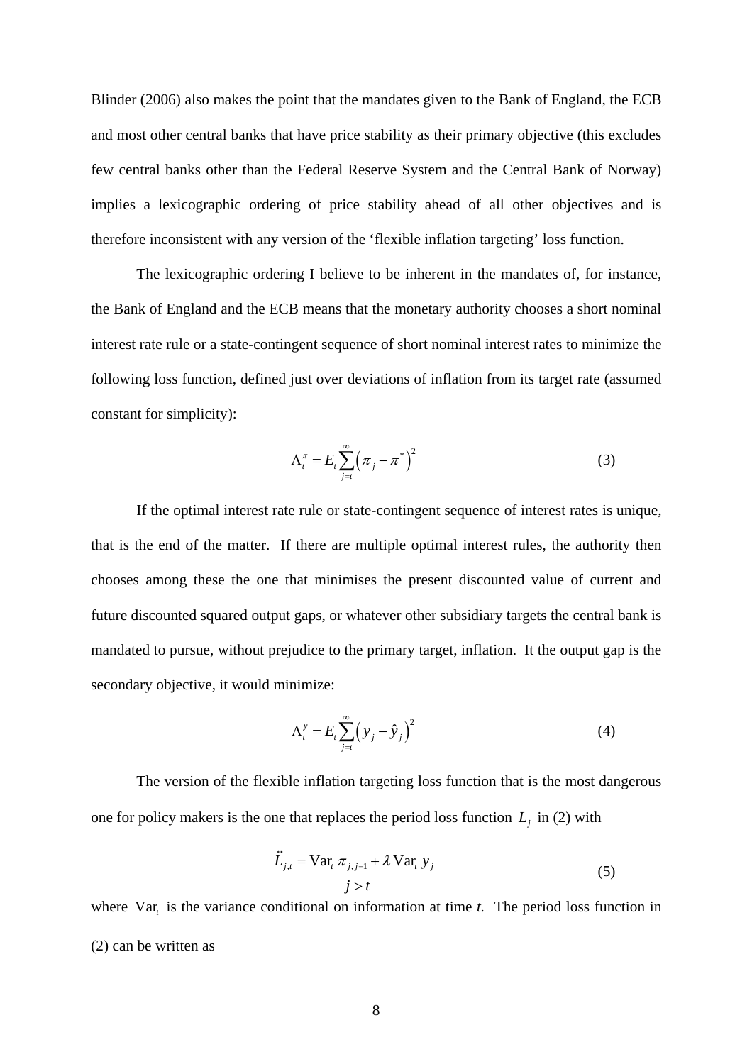Blinder (2006) also makes the point that the mandates given to the Bank of England, the ECB and most other central banks that have price stability as their primary objective (this excludes few central banks other than the Federal Reserve System and the Central Bank of Norway) implies a lexicographic ordering of price stability ahead of all other objectives and is therefore inconsistent with any version of the 'flexible inflation targeting' loss function.

The lexicographic ordering I believe to be inherent in the mandates of, for instance, the Bank of England and the ECB means that the monetary authority chooses a short nominal interest rate rule or a state-contingent sequence of short nominal interest rates to minimize the following loss function, defined just over deviations of inflation from its target rate (assumed constant for simplicity):

$$\Lambda_t^{\pi} = E_t \sum_{j=t}^{\infty} \left( \pi_j - \pi^* \right)^2 \tag{3}$$

If the optimal interest rate rule or state-contingent sequence of interest rates is unique, that is the end of the matter. If there are multiple optimal interest rules, the authority then chooses among these the one that minimises the present discounted value of current and future discounted squared output gaps, or whatever other subsidiary targets the central bank is mandated to pursue, without prejudice to the primary target, inflation. It the output gap is the secondary objective, it would minimize:

$$\Lambda_t^{y} = E_t \sum_{j=t}^{\infty} \left( y_j - \hat{y}_j \right)^2 \tag{4}$$

The version of the flexible inflation targeting loss function that is the most dangerous one for policy makers is the one that replaces the period loss function $L_j$ in (2) with

$$\begin{gathered} \ddot{L}_{j,t} = \text{Var}_t\, \pi_{j,j-1} + \lambda\, \text{Var}_t\, y_j \\ j > t \end{gathered} \tag{5}$$

where $\text{Var}_t$ is the variance conditional on information at time *t*. The period loss function in (2) can be written as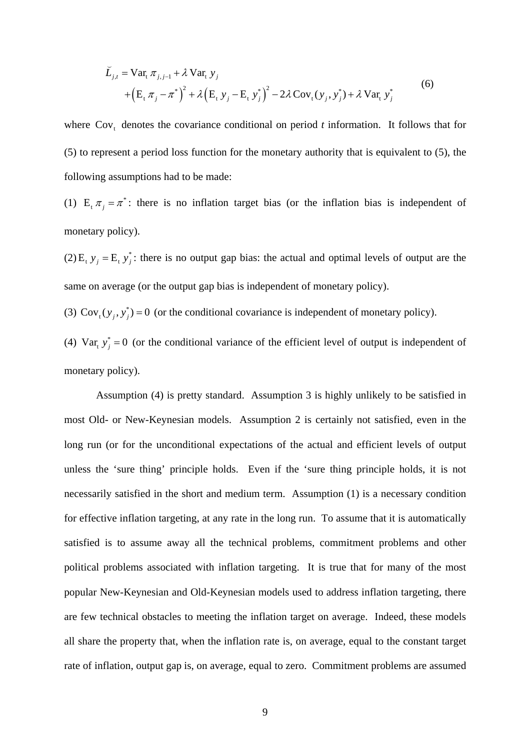$$
\begin{aligned}
\breve{L}_{j,t} &= \mathrm{Var}_{\mathrm{t}}\, \pi_{j,j-1} + \lambda\, \mathrm{Var}_{\mathrm{t}}\, y_j \\
&\quad + \left(\mathrm{E}_{\mathrm{t}}\, \pi_j - \pi^*\right)^2 + \lambda\left(\mathrm{E}_{\mathrm{t}}\, y_j - \mathrm{E}_{\mathrm{t}}\, y_j^*\right)^2 - 2\lambda\, \mathrm{Cov}_{\mathrm{t}}(y_j, y_j^*) + \lambda\, \mathrm{Var}_{\mathrm{t}}\, y_j^*
\end{aligned}
\tag{6}
$$

where $\mathrm{Cov}_{\mathrm{t}}$ denotes the covariance conditional on period *t* information. It follows that for (5) to represent a period loss function for the monetary authority that is equivalent to (5), the following assumptions had to be made:

(1) $\mathrm{E}_{\mathrm{t}}\, \pi_j = \pi^*$: there is no inflation target bias (or the inflation bias is independent of monetary policy).

(2) $\mathrm{E}_{\mathrm{t}}\, y_j = \mathrm{E}_{\mathrm{t}}\, y_j^*$: there is no output gap bias: the actual and optimal levels of output are the same on average (or the output gap bias is independent of monetary policy).

(3) $\mathrm{Cov}_{\mathrm{t}}(y_j, y_j^*) = 0$ (or the conditional covariance is independent of monetary policy).

(4) $\mathrm{Var}_{\mathrm{t}}\, y_j^* = 0$ (or the conditional variance of the efficient level of output is independent of monetary policy).

Assumption (4) is pretty standard. Assumption 3 is highly unlikely to be satisfied in most Old- or New-Keynesian models. Assumption 2 is certainly not satisfied, even in the long run (or for the unconditional expectations of the actual and efficient levels of output unless the 'sure thing' principle holds. Even if the 'sure thing principle holds, it is not necessarily satisfied in the short and medium term. Assumption (1) is a necessary condition for effective inflation targeting, at any rate in the long run. To assume that it is automatically satisfied is to assume away all the technical problems, commitment problems and other political problems associated with inflation targeting. It is true that for many of the most popular New-Keynesian and Old-Keynesian models used to address inflation targeting, there are few technical obstacles to meeting the inflation target on average. Indeed, these models all share the property that, when the inflation rate is, on average, equal to the constant target rate of inflation, output gap is, on average, equal to zero. Commitment problems are assumed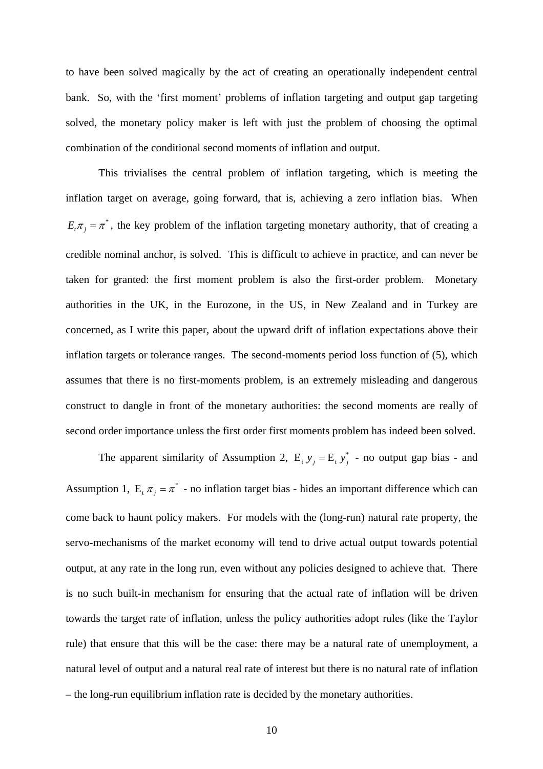to have been solved magically by the act of creating an operationally independent central bank. So, with the 'first moment' problems of inflation targeting and output gap targeting solved, the monetary policy maker is left with just the problem of choosing the optimal combination of the conditional second moments of inflation and output.

This trivialises the central problem of inflation targeting, which is meeting the inflation target on average, going forward, that is, achieving a zero inflation bias. When $E_t \pi_j = \pi^*$, the key problem of the inflation targeting monetary authority, that of creating a credible nominal anchor, is solved. This is difficult to achieve in practice, and can never be taken for granted: the first moment problem is also the first-order problem. Monetary authorities in the UK, in the Eurozone, in the US, in New Zealand and in Turkey are concerned, as I write this paper, about the upward drift of inflation expectations above their inflation targets or tolerance ranges. The second-moments period loss function of (5), which assumes that there is no first-moments problem, is an extremely misleading and dangerous construct to dangle in front of the monetary authorities: the second moments are really of second order importance unless the first order first moments problem has indeed been solved.

The apparent similarity of Assumption 2, $\mathrm{E}_t\, y_j = \mathrm{E}_t\, y_j^*$ - no output gap bias - and Assumption 1, $\mathrm{E}_t\, \pi_j = \pi^*$ - no inflation target bias - hides an important difference which can come back to haunt policy makers. For models with the (long-run) natural rate property, the servo-mechanisms of the market economy will tend to drive actual output towards potential output, at any rate in the long run, even without any policies designed to achieve that. There is no such built-in mechanism for ensuring that the actual rate of inflation will be driven towards the target rate of inflation, unless the policy authorities adopt rules (like the Taylor rule) that ensure that this will be the case: there may be a natural rate of unemployment, a natural level of output and a natural real rate of interest but there is no natural rate of inflation – the long-run equilibrium inflation rate is decided by the monetary authorities.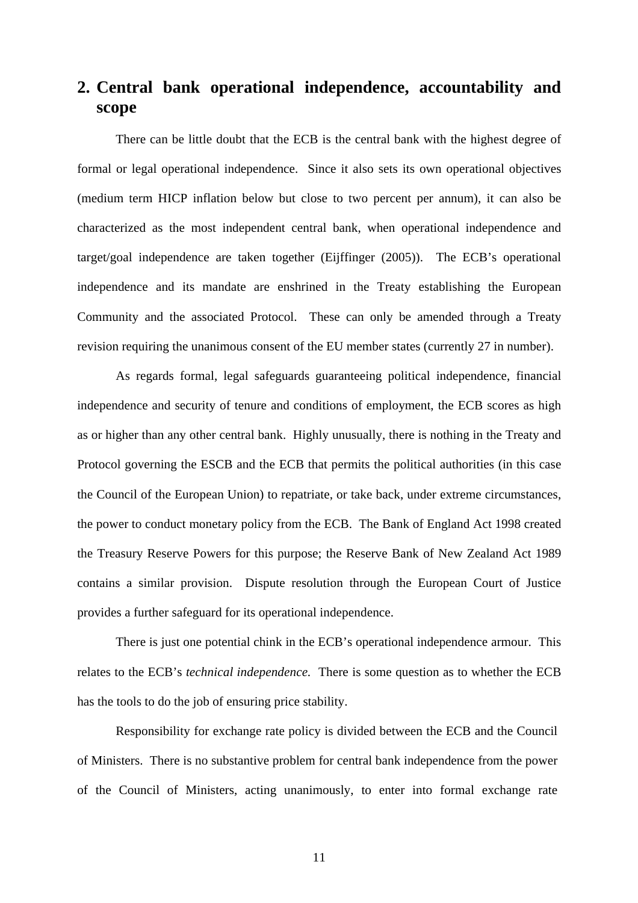## 2. Central bank operational independence, accountability and scope

There can be little doubt that the ECB is the central bank with the highest degree of formal or legal operational independence. Since it also sets its own operational objectives (medium term HICP inflation below but close to two percent per annum), it can also be characterized as the most independent central bank, when operational independence and target/goal independence are taken together (Eijffinger (2005)). The ECB's operational independence and its mandate are enshrined in the Treaty establishing the European Community and the associated Protocol. These can only be amended through a Treaty revision requiring the unanimous consent of the EU member states (currently 27 in number).

As regards formal, legal safeguards guaranteeing political independence, financial independence and security of tenure and conditions of employment, the ECB scores as high as or higher than any other central bank. Highly unusually, there is nothing in the Treaty and Protocol governing the ESCB and the ECB that permits the political authorities (in this case the Council of the European Union) to repatriate, or take back, under extreme circumstances, the power to conduct monetary policy from the ECB. The Bank of England Act 1998 created the Treasury Reserve Powers for this purpose; the Reserve Bank of New Zealand Act 1989 contains a similar provision. Dispute resolution through the European Court of Justice provides a further safeguard for its operational independence.

There is just one potential chink in the ECB's operational independence armour. This relates to the ECB's *technical independence.* There is some question as to whether the ECB has the tools to do the job of ensuring price stability.

Responsibility for exchange rate policy is divided between the ECB and the Council of Ministers. There is no substantive problem for central bank independence from the power of the Council of Ministers, acting unanimously, to enter into formal exchange rate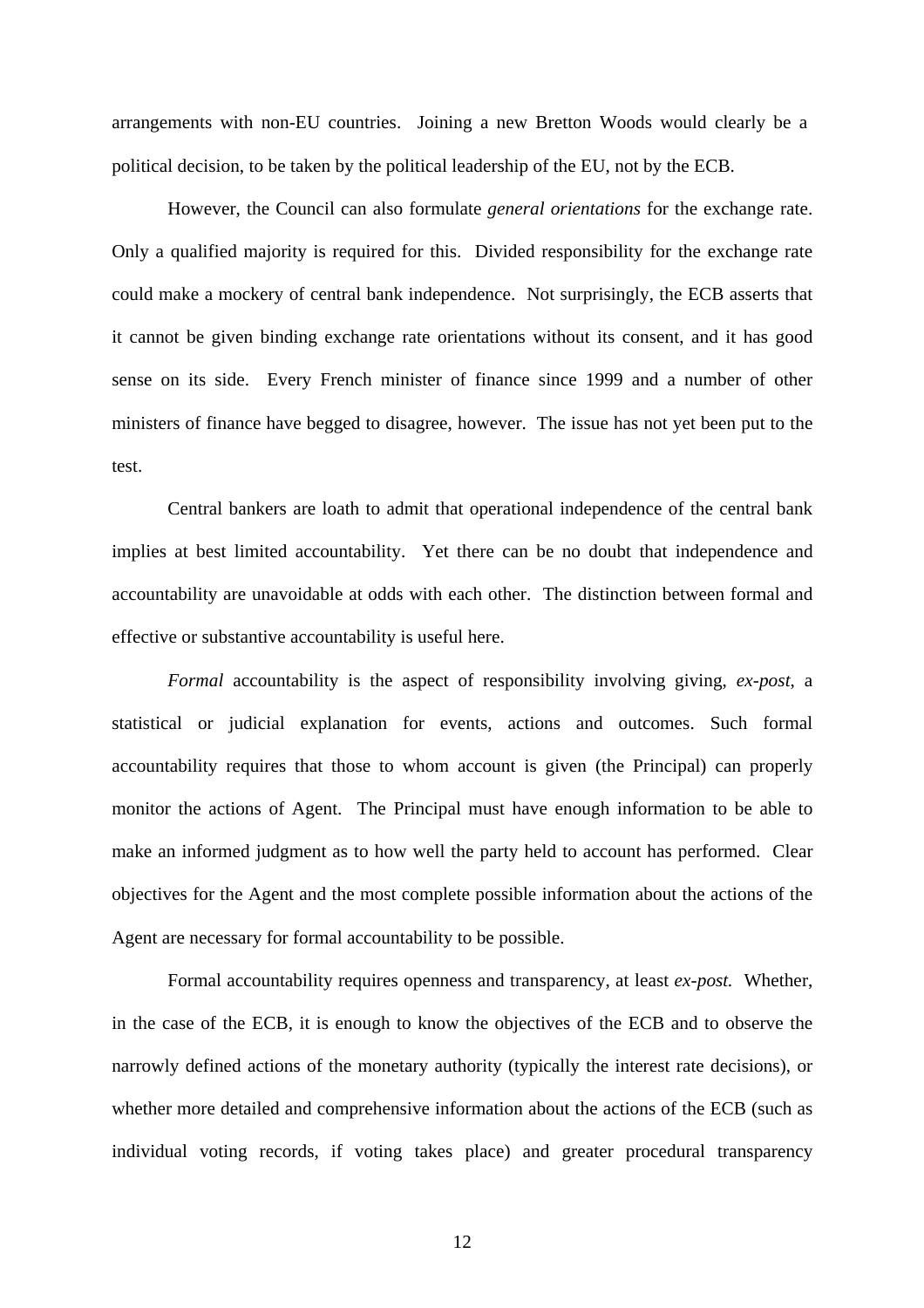arrangements with non-EU countries. Joining a new Bretton Woods would clearly be a political decision, to be taken by the political leadership of the EU, not by the ECB.

However, the Council can also formulate *general orientations* for the exchange rate. Only a qualified majority is required for this. Divided responsibility for the exchange rate could make a mockery of central bank independence. Not surprisingly, the ECB asserts that it cannot be given binding exchange rate orientations without its consent, and it has good sense on its side. Every French minister of finance since 1999 and a number of other ministers of finance have begged to disagree, however. The issue has not yet been put to the test.

Central bankers are loath to admit that operational independence of the central bank implies at best limited accountability. Yet there can be no doubt that independence and accountability are unavoidable at odds with each other. The distinction between formal and effective or substantive accountability is useful here.

*Formal* accountability is the aspect of responsibility involving giving, *ex-post*, a statistical or judicial explanation for events, actions and outcomes. Such formal accountability requires that those to whom account is given (the Principal) can properly monitor the actions of Agent. The Principal must have enough information to be able to make an informed judgment as to how well the party held to account has performed. Clear objectives for the Agent and the most complete possible information about the actions of the Agent are necessary for formal accountability to be possible.

Formal accountability requires openness and transparency, at least *ex-post.* Whether, in the case of the ECB, it is enough to know the objectives of the ECB and to observe the narrowly defined actions of the monetary authority (typically the interest rate decisions), or whether more detailed and comprehensive information about the actions of the ECB (such as individual voting records, if voting takes place) and greater procedural transparency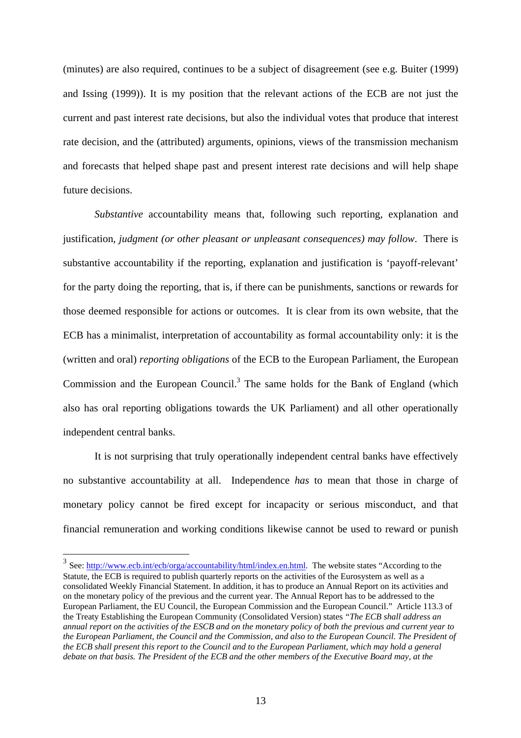(minutes) are also required, continues to be a subject of disagreement (see e.g. Buiter (1999) and Issing (1999)). It is my position that the relevant actions of the ECB are not just the current and past interest rate decisions, but also the individual votes that produce that interest rate decision, and the (attributed) arguments, opinions, views of the transmission mechanism and forecasts that helped shape past and present interest rate decisions and will help shape future decisions.

*Substantive* accountability means that, following such reporting, explanation and justification, *judgment (or other pleasant or unpleasant consequences) may follow*. There is substantive accountability if the reporting, explanation and justification is 'payoff-relevant' for the party doing the reporting, that is, if there can be punishments, sanctions or rewards for those deemed responsible for actions or outcomes. It is clear from its own website, that the ECB has a minimalist, interpretation of accountability as formal accountability only: it is the (written and oral) *reporting obligations* of the ECB to the European Parliament, the European Commission and the European Council.[3] The same holds for the Bank of England (which also has oral reporting obligations towards the UK Parliament) and all other operationally independent central banks.

It is not surprising that truly operationally independent central banks have effectively no substantive accountability at all. Independence *has* to mean that those in charge of monetary policy cannot be fired except for incapacity or serious misconduct, and that financial remuneration and working conditions likewise cannot be used to reward or punish

---

[3] See: http://www.ecb.int/ecb/orga/accountability/html/index.en.html. The website states "According to the Statute, the ECB is required to publish quarterly reports on the activities of the Eurosystem as well as a consolidated Weekly Financial Statement. In addition, it has to produce an Annual Report on its activities and on the monetary policy of the previous and the current year. The Annual Report has to be addressed to the European Parliament, the EU Council, the European Commission and the European Council." Article 113.3 of the Treaty Establishing the European Community (Consolidated Version) states "*The ECB shall address an annual report on the activities of the ESCB and on the monetary policy of both the previous and current year to the European Parliament, the Council and the Commission, and also to the European Council. The President of the ECB shall present this report to the Council and to the European Parliament, which may hold a general debate on that basis. The President of the ECB and the other members of the Executive Board may, at the*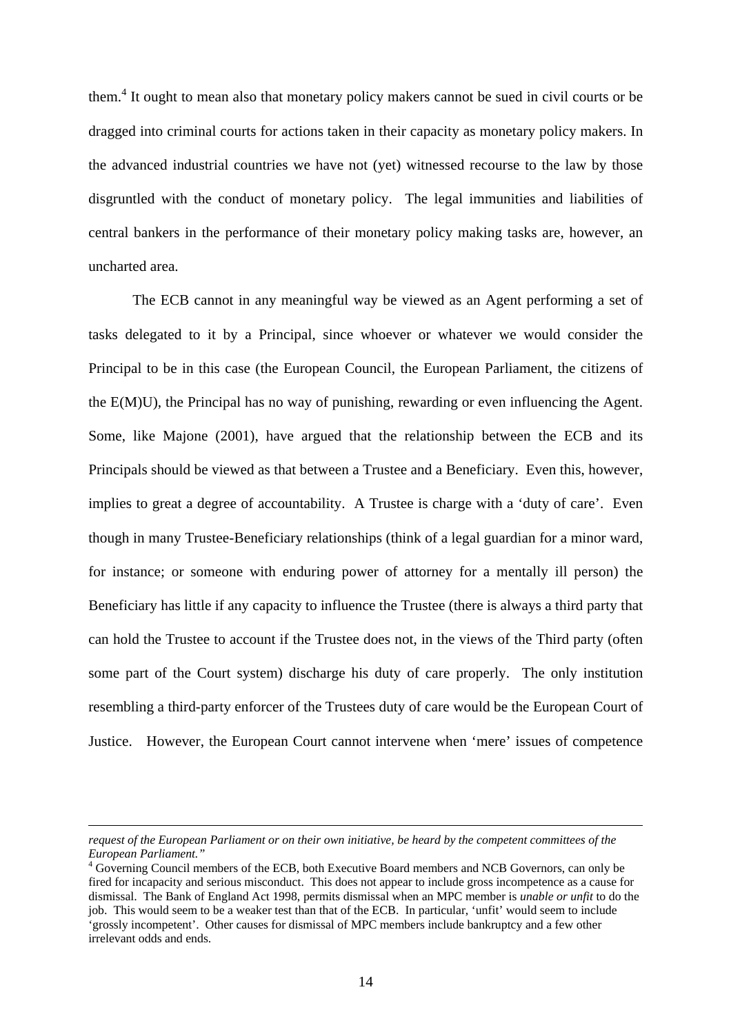them.[4] It ought to mean also that monetary policy makers cannot be sued in civil courts or be dragged into criminal courts for actions taken in their capacity as monetary policy makers. In the advanced industrial countries we have not (yet) witnessed recourse to the law by those disgruntled with the conduct of monetary policy. The legal immunities and liabilities of central bankers in the performance of their monetary policy making tasks are, however, an uncharted area.

The ECB cannot in any meaningful way be viewed as an Agent performing a set of tasks delegated to it by a Principal, since whoever or whatever we would consider the Principal to be in this case (the European Council, the European Parliament, the citizens of the E(M)U), the Principal has no way of punishing, rewarding or even influencing the Agent. Some, like Majone (2001), have argued that the relationship between the ECB and its Principals should be viewed as that between a Trustee and a Beneficiary. Even this, however, implies to great a degree of accountability. A Trustee is charge with a 'duty of care'. Even though in many Trustee-Beneficiary relationships (think of a legal guardian for a minor ward, for instance; or someone with enduring power of attorney for a mentally ill person) the Beneficiary has little if any capacity to influence the Trustee (there is always a third party that can hold the Trustee to account if the Trustee does not, in the views of the Third party (often some part of the Court system) discharge his duty of care properly. The only institution resembling a third-party enforcer of the Trustees duty of care would be the European Court of Justice. However, the European Court cannot intervene when 'mere' issues of competence

---

*request of the European Parliament or on their own initiative, be heard by the competent committees of the European Parliament."*

[4] Governing Council members of the ECB, both Executive Board members and NCB Governors, can only be fired for incapacity and serious misconduct. This does not appear to include gross incompetence as a cause for dismissal. The Bank of England Act 1998, permits dismissal when an MPC member is *unable or unfit* to do the job. This would seem to be a weaker test than that of the ECB. In particular, 'unfit' would seem to include 'grossly incompetent'. Other causes for dismissal of MPC members include bankruptcy and a few other irrelevant odds and ends.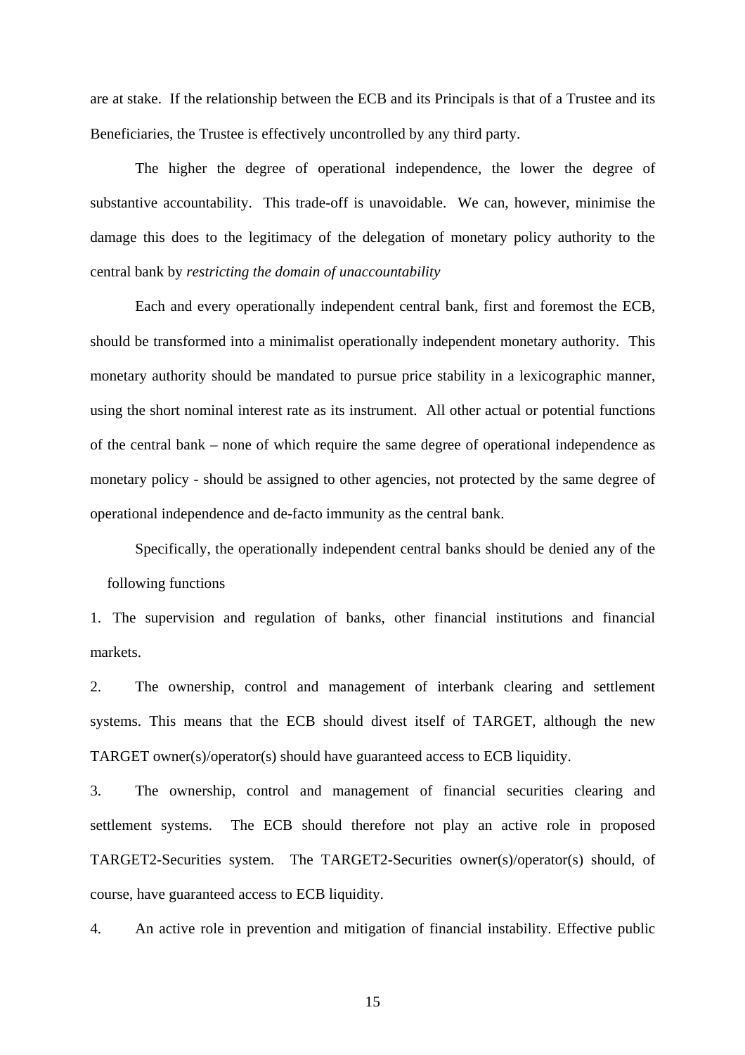are at stake. If the relationship between the ECB and its Principals is that of a Trustee and its Beneficiaries, the Trustee is effectively uncontrolled by any third party.

The higher the degree of operational independence, the lower the degree of substantive accountability. This trade-off is unavoidable. We can, however, minimise the damage this does to the legitimacy of the delegation of monetary policy authority to the central bank by *restricting the domain of unaccountability*

Each and every operationally independent central bank, first and foremost the ECB, should be transformed into a minimalist operationally independent monetary authority. This monetary authority should be mandated to pursue price stability in a lexicographic manner, using the short nominal interest rate as its instrument. All other actual or potential functions of the central bank – none of which require the same degree of operational independence as monetary policy - should be assigned to other agencies, not protected by the same degree of operational independence and de-facto immunity as the central bank.

Specifically, the operationally independent central banks should be denied any of the following functions

1. The supervision and regulation of banks, other financial institutions and financial markets.

2. The ownership, control and management of interbank clearing and settlement systems. This means that the ECB should divest itself of TARGET, although the new TARGET owner(s)/operator(s) should have guaranteed access to ECB liquidity.

3. The ownership, control and management of financial securities clearing and settlement systems. The ECB should therefore not play an active role in proposed TARGET2-Securities system. The TARGET2-Securities owner(s)/operator(s) should, of course, have guaranteed access to ECB liquidity.

4. An active role in prevention and mitigation of financial instability. Effective public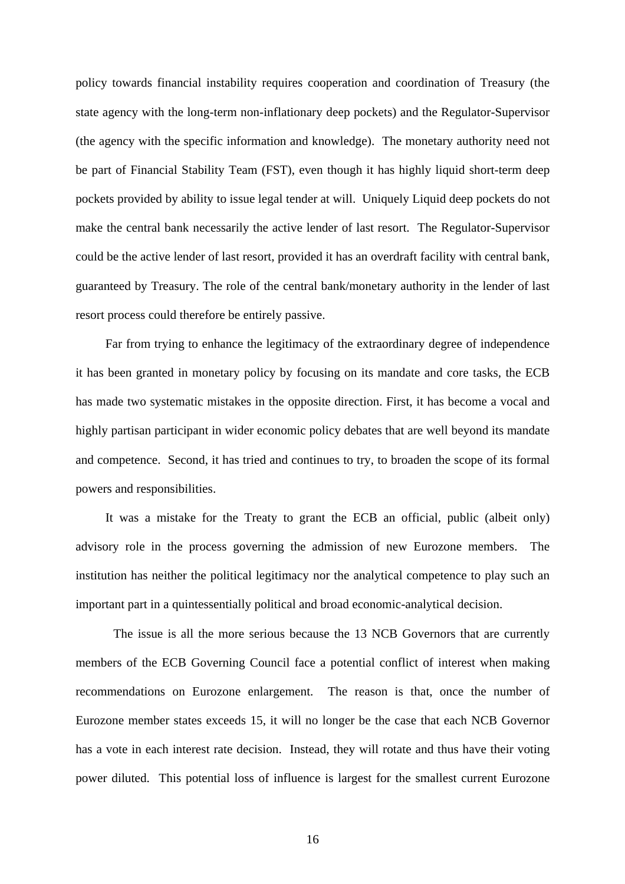policy towards financial instability requires cooperation and coordination of Treasury (the state agency with the long-term non-inflationary deep pockets) and the Regulator-Supervisor (the agency with the specific information and knowledge). The monetary authority need not be part of Financial Stability Team (FST), even though it has highly liquid short-term deep pockets provided by ability to issue legal tender at will. Uniquely Liquid deep pockets do not make the central bank necessarily the active lender of last resort. The Regulator-Supervisor could be the active lender of last resort, provided it has an overdraft facility with central bank, guaranteed by Treasury. The role of the central bank/monetary authority in the lender of last resort process could therefore be entirely passive.

Far from trying to enhance the legitimacy of the extraordinary degree of independence it has been granted in monetary policy by focusing on its mandate and core tasks, the ECB has made two systematic mistakes in the opposite direction. First, it has become a vocal and highly partisan participant in wider economic policy debates that are well beyond its mandate and competence. Second, it has tried and continues to try, to broaden the scope of its formal powers and responsibilities.

It was a mistake for the Treaty to grant the ECB an official, public (albeit only) advisory role in the process governing the admission of new Eurozone members. The institution has neither the political legitimacy nor the analytical competence to play such an important part in a quintessentially political and broad economic-analytical decision.

The issue is all the more serious because the 13 NCB Governors that are currently members of the ECB Governing Council face a potential conflict of interest when making recommendations on Eurozone enlargement. The reason is that, once the number of Eurozone member states exceeds 15, it will no longer be the case that each NCB Governor has a vote in each interest rate decision. Instead, they will rotate and thus have their voting power diluted. This potential loss of influence is largest for the smallest current Eurozone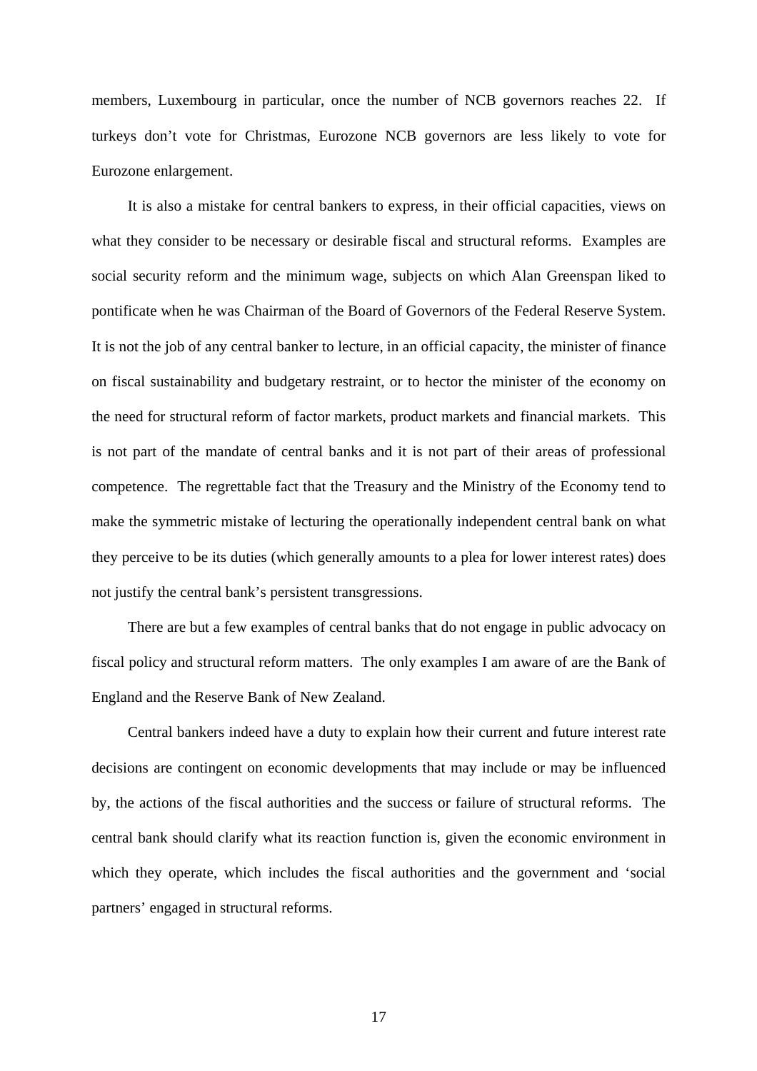members, Luxembourg in particular, once the number of NCB governors reaches 22. If turkeys don't vote for Christmas, Eurozone NCB governors are less likely to vote for Eurozone enlargement.

It is also a mistake for central bankers to express, in their official capacities, views on what they consider to be necessary or desirable fiscal and structural reforms. Examples are social security reform and the minimum wage, subjects on which Alan Greenspan liked to pontificate when he was Chairman of the Board of Governors of the Federal Reserve System. It is not the job of any central banker to lecture, in an official capacity, the minister of finance on fiscal sustainability and budgetary restraint, or to hector the minister of the economy on the need for structural reform of factor markets, product markets and financial markets. This is not part of the mandate of central banks and it is not part of their areas of professional competence. The regrettable fact that the Treasury and the Ministry of the Economy tend to make the symmetric mistake of lecturing the operationally independent central bank on what they perceive to be its duties (which generally amounts to a plea for lower interest rates) does not justify the central bank's persistent transgressions.

There are but a few examples of central banks that do not engage in public advocacy on fiscal policy and structural reform matters. The only examples I am aware of are the Bank of England and the Reserve Bank of New Zealand.

Central bankers indeed have a duty to explain how their current and future interest rate decisions are contingent on economic developments that may include or may be influenced by, the actions of the fiscal authorities and the success or failure of structural reforms. The central bank should clarify what its reaction function is, given the economic environment in which they operate, which includes the fiscal authorities and the government and 'social partners' engaged in structural reforms.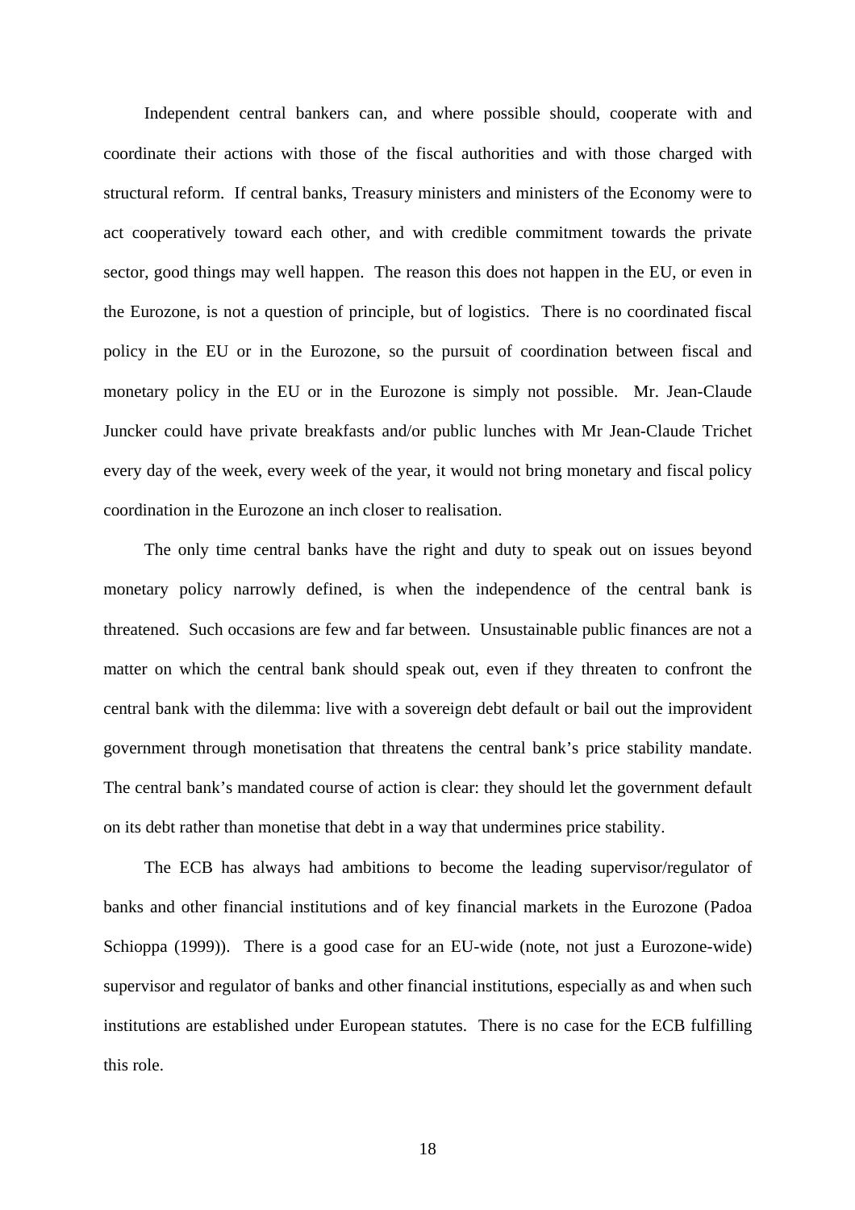Independent central bankers can, and where possible should, cooperate with and coordinate their actions with those of the fiscal authorities and with those charged with structural reform. If central banks, Treasury ministers and ministers of the Economy were to act cooperatively toward each other, and with credible commitment towards the private sector, good things may well happen. The reason this does not happen in the EU, or even in the Eurozone, is not a question of principle, but of logistics. There is no coordinated fiscal policy in the EU or in the Eurozone, so the pursuit of coordination between fiscal and monetary policy in the EU or in the Eurozone is simply not possible. Mr. Jean-Claude Juncker could have private breakfasts and/or public lunches with Mr Jean-Claude Trichet every day of the week, every week of the year, it would not bring monetary and fiscal policy coordination in the Eurozone an inch closer to realisation.

The only time central banks have the right and duty to speak out on issues beyond monetary policy narrowly defined, is when the independence of the central bank is threatened. Such occasions are few and far between. Unsustainable public finances are not a matter on which the central bank should speak out, even if they threaten to confront the central bank with the dilemma: live with a sovereign debt default or bail out the improvident government through monetisation that threatens the central bank's price stability mandate. The central bank's mandated course of action is clear: they should let the government default on its debt rather than monetise that debt in a way that undermines price stability.

The ECB has always had ambitions to become the leading supervisor/regulator of banks and other financial institutions and of key financial markets in the Eurozone (Padoa Schioppa (1999)). There is a good case for an EU-wide (note, not just a Eurozone-wide) supervisor and regulator of banks and other financial institutions, especially as and when such institutions are established under European statutes. There is no case for the ECB fulfilling this role.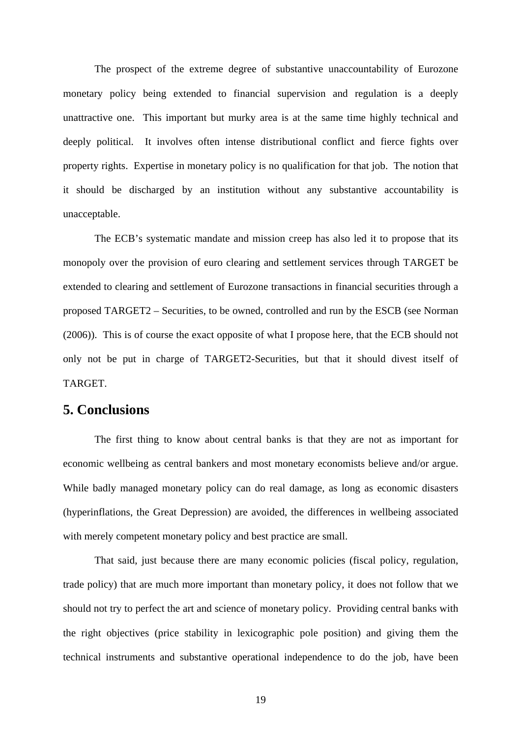The prospect of the extreme degree of substantive unaccountability of Eurozone monetary policy being extended to financial supervision and regulation is a deeply unattractive one. This important but murky area is at the same time highly technical and deeply political. It involves often intense distributional conflict and fierce fights over property rights. Expertise in monetary policy is no qualification for that job. The notion that it should be discharged by an institution without any substantive accountability is unacceptable.

The ECB's systematic mandate and mission creep has also led it to propose that its monopoly over the provision of euro clearing and settlement services through TARGET be extended to clearing and settlement of Eurozone transactions in financial securities through a proposed TARGET2 – Securities, to be owned, controlled and run by the ESCB (see Norman (2006)). This is of course the exact opposite of what I propose here, that the ECB should not only not be put in charge of TARGET2-Securities, but that it should divest itself of TARGET.

## 5. Conclusions

The first thing to know about central banks is that they are not as important for economic wellbeing as central bankers and most monetary economists believe and/or argue. While badly managed monetary policy can do real damage, as long as economic disasters (hyperinflations, the Great Depression) are avoided, the differences in wellbeing associated with merely competent monetary policy and best practice are small.

That said, just because there are many economic policies (fiscal policy, regulation, trade policy) that are much more important than monetary policy, it does not follow that we should not try to perfect the art and science of monetary policy. Providing central banks with the right objectives (price stability in lexicographic pole position) and giving them the technical instruments and substantive operational independence to do the job, have been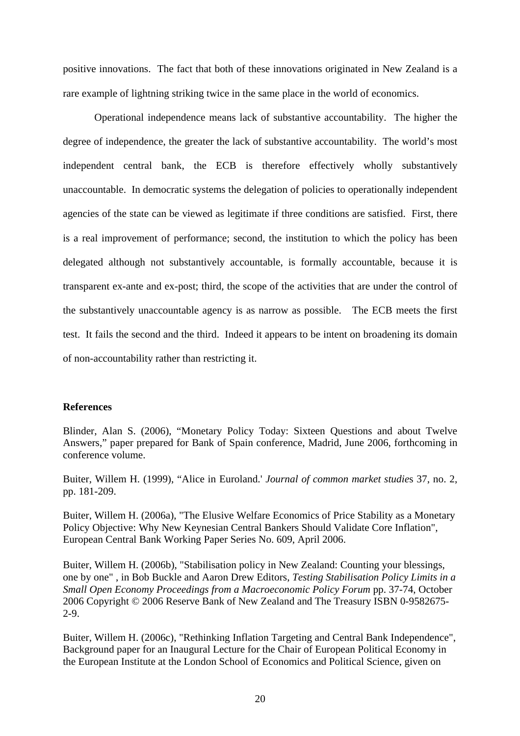positive innovations. The fact that both of these innovations originated in New Zealand is a rare example of lightning striking twice in the same place in the world of economics.

Operational independence means lack of substantive accountability. The higher the degree of independence, the greater the lack of substantive accountability. The world's most independent central bank, the ECB is therefore effectively wholly substantively unaccountable. In democratic systems the delegation of policies to operationally independent agencies of the state can be viewed as legitimate if three conditions are satisfied. First, there is a real improvement of performance; second, the institution to which the policy has been delegated although not substantively accountable, is formally accountable, because it is transparent ex-ante and ex-post; third, the scope of the activities that are under the control of the substantively unaccountable agency is as narrow as possible. The ECB meets the first test. It fails the second and the third. Indeed it appears to be intent on broadening its domain of non-accountability rather than restricting it.

**References**

Blinder, Alan S. (2006), "Monetary Policy Today: Sixteen Questions and about Twelve Answers," paper prepared for Bank of Spain conference, Madrid, June 2006, forthcoming in conference volume.

Buiter, Willem H. (1999), "Alice in Euroland.' *Journal of common market studie*s 37, no. 2, pp. 181-209.

Buiter, Willem H. (2006a), "The Elusive Welfare Economics of Price Stability as a Monetary Policy Objective: Why New Keynesian Central Bankers Should Validate Core Inflation", European Central Bank Working Paper Series No. 609, April 2006.

Buiter, Willem H. (2006b), "Stabilisation policy in New Zealand: Counting your blessings, one by one" , in Bob Buckle and Aaron Drew Editors, *Testing Stabilisation Policy Limits in a Small Open Economy Proceedings from a Macroeconomic Policy Forum* pp. 37-74, October 2006 Copyright © 2006 Reserve Bank of New Zealand and The Treasury ISBN 0-9582675-2-9.

Buiter, Willem H. (2006c), "Rethinking Inflation Targeting and Central Bank Independence", Background paper for an Inaugural Lecture for the Chair of European Political Economy in the European Institute at the London School of Economics and Political Science, given on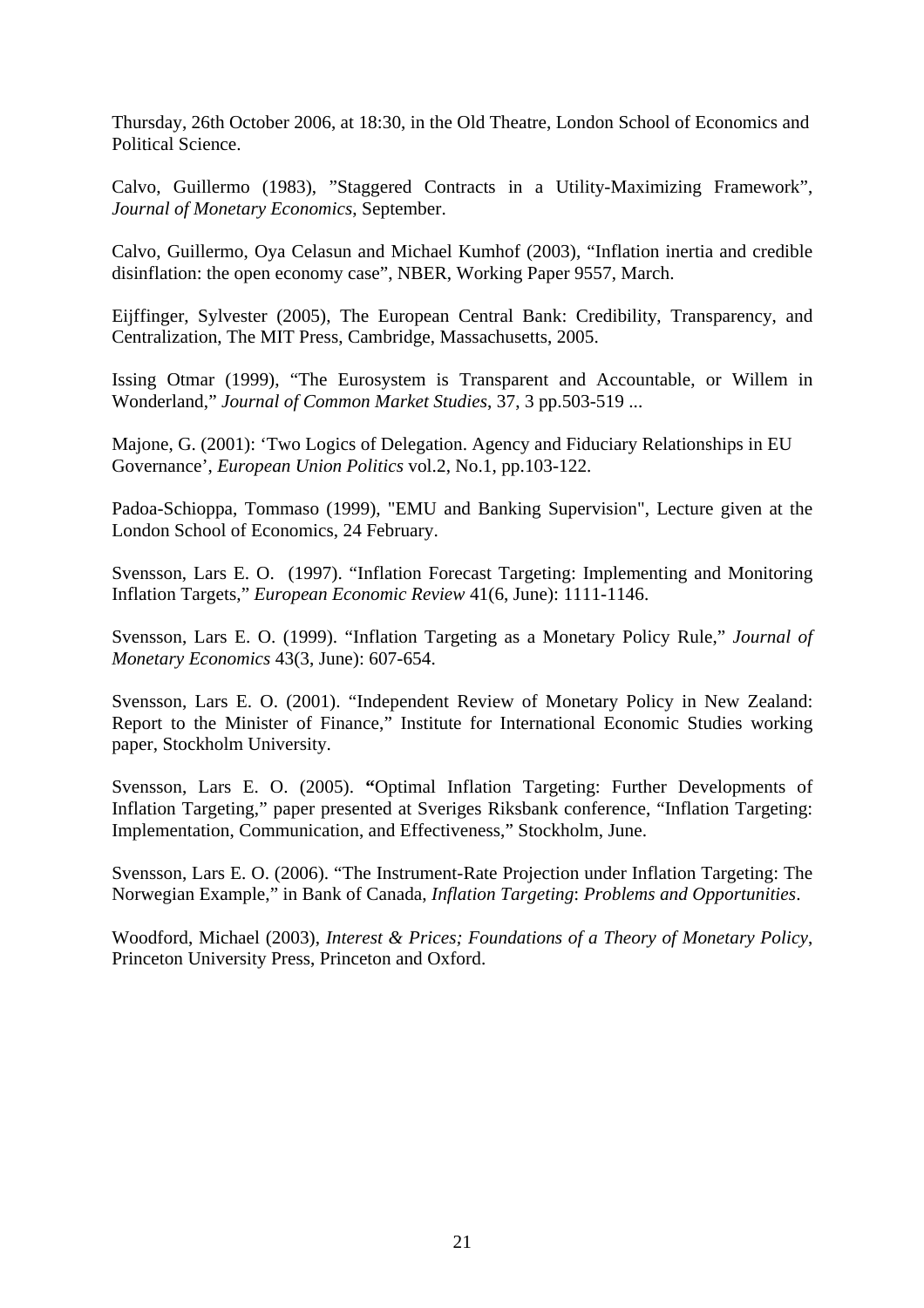Thursday, 26th October 2006, at 18:30, in the Old Theatre, London School of Economics and Political Science.

Calvo, Guillermo (1983), "Staggered Contracts in a Utility-Maximizing Framework", *Journal of Monetary Economics*, September.

Calvo, Guillermo, Oya Celasun and Michael Kumhof (2003), "Inflation inertia and credible disinflation: the open economy case", NBER, Working Paper 9557, March.

Eijffinger, Sylvester (2005), The European Central Bank: Credibility, Transparency, and Centralization, The MIT Press, Cambridge, Massachusetts, 2005.

Issing Otmar (1999), "The Eurosystem is Transparent and Accountable, or Willem in Wonderland," *Journal of Common Market Studies*, 37, 3 pp.503-519 ...

Majone, G. (2001): 'Two Logics of Delegation. Agency and Fiduciary Relationships in EU Governance', *European Union Politics* vol.2, No.1, pp.103-122.

Padoa-Schioppa, Tommaso (1999), "EMU and Banking Supervision", Lecture given at the London School of Economics, 24 February.

Svensson, Lars E. O. (1997). "Inflation Forecast Targeting: Implementing and Monitoring Inflation Targets," *European Economic Review* 41(6, June): 1111-1146.

Svensson, Lars E. O. (1999). "Inflation Targeting as a Monetary Policy Rule," *Journal of Monetary Economics* 43(3, June): 607-654.

Svensson, Lars E. O. (2001). "Independent Review of Monetary Policy in New Zealand: Report to the Minister of Finance," Institute for International Economic Studies working paper, Stockholm University.

Svensson, Lars E. O. (2005). **"**Optimal Inflation Targeting: Further Developments of Inflation Targeting," paper presented at Sveriges Riksbank conference, "Inflation Targeting: Implementation, Communication, and Effectiveness," Stockholm, June.

Svensson, Lars E. O. (2006). "The Instrument-Rate Projection under Inflation Targeting: The Norwegian Example," in Bank of Canada, *Inflation Targeting*: *Problems and Opportunities*.

Woodford, Michael (2003), *Interest & Prices; Foundations of a Theory of Monetary Policy*, Princeton University Press, Princeton and Oxford.